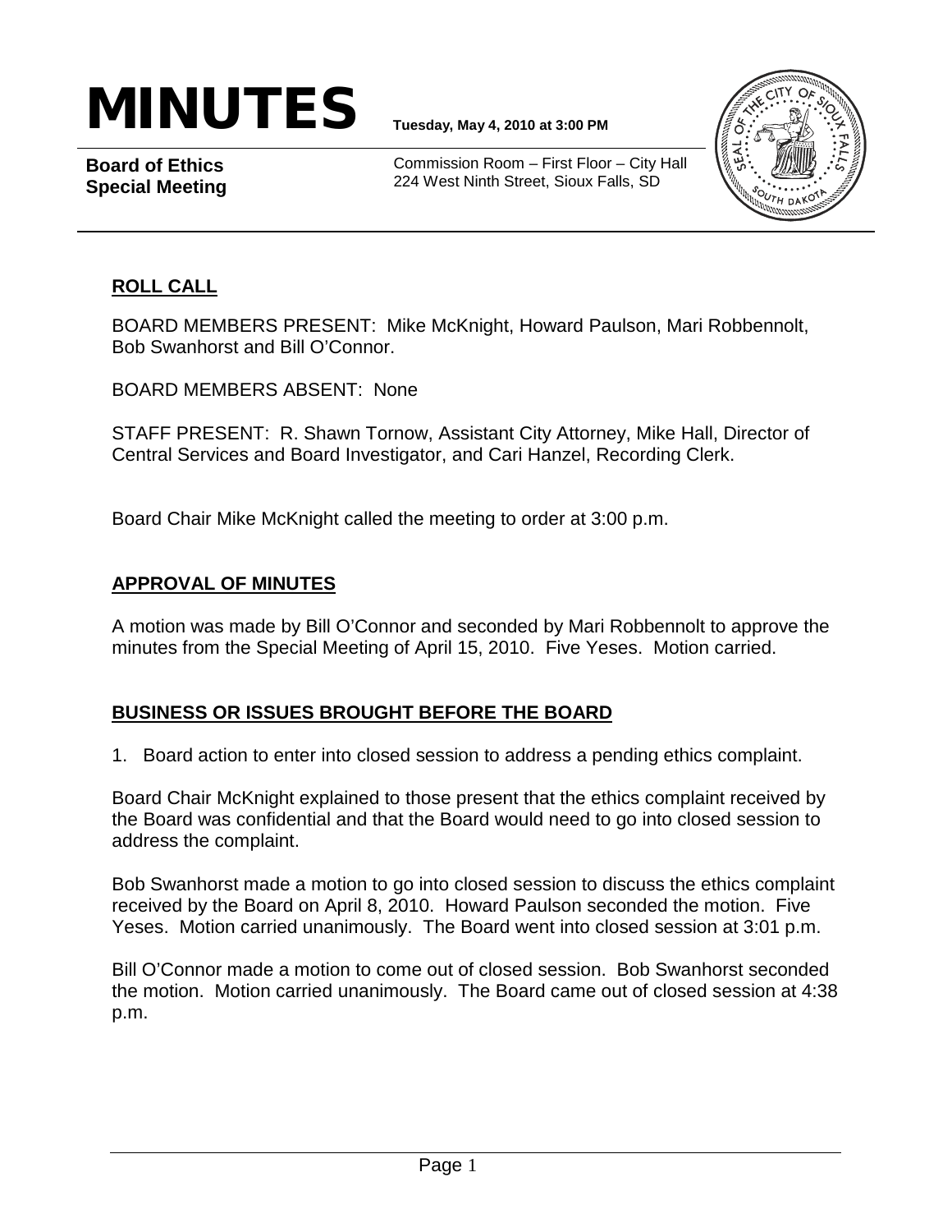# MINUTES

**Tuesday, May 4, 2010 at 3:00 PM**

**Board of Ethics**
**Special Meeting**

Commission Room – First Floor – City Hall
224 West Ninth Street, Sioux Falls, SD

## ROLL CALL

BOARD MEMBERS PRESENT: Mike McKnight, Howard Paulson, Mari Robbennolt, Bob Swanhorst and Bill O'Connor.

BOARD MEMBERS ABSENT: None

STAFF PRESENT: R. Shawn Tornow, Assistant City Attorney, Mike Hall, Director of Central Services and Board Investigator, and Cari Hanzel, Recording Clerk.

Board Chair Mike McKnight called the meeting to order at 3:00 p.m.

## APPROVAL OF MINUTES

A motion was made by Bill O'Connor and seconded by Mari Robbennolt to approve the minutes from the Special Meeting of April 15, 2010. Five Yeses. Motion carried.

## BUSINESS OR ISSUES BROUGHT BEFORE THE BOARD

1. Board action to enter into closed session to address a pending ethics complaint.

Board Chair McKnight explained to those present that the ethics complaint received by the Board was confidential and that the Board would need to go into closed session to address the complaint.

Bob Swanhorst made a motion to go into closed session to discuss the ethics complaint received by the Board on April 8, 2010. Howard Paulson seconded the motion. Five Yeses. Motion carried unanimously. The Board went into closed session at 3:01 p.m.

Bill O'Connor made a motion to come out of closed session. Bob Swanhorst seconded the motion. Motion carried unanimously. The Board came out of closed session at 4:38 p.m.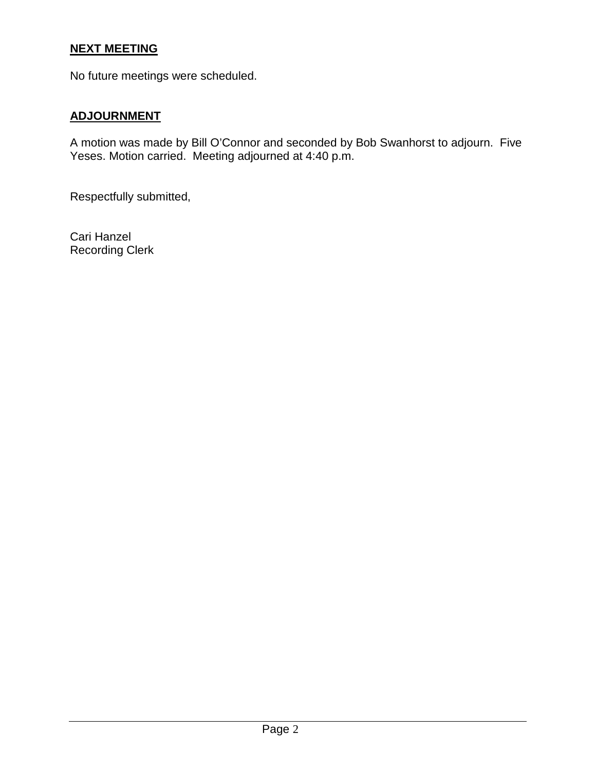**NEXT MEETING**

No future meetings were scheduled.

**ADJOURNMENT**

A motion was made by Bill O'Connor and seconded by Bob Swanhorst to adjourn. Five Yeses. Motion carried. Meeting adjourned at 4:40 p.m.

Respectfully submitted,

Cari Hanzel
Recording Clerk